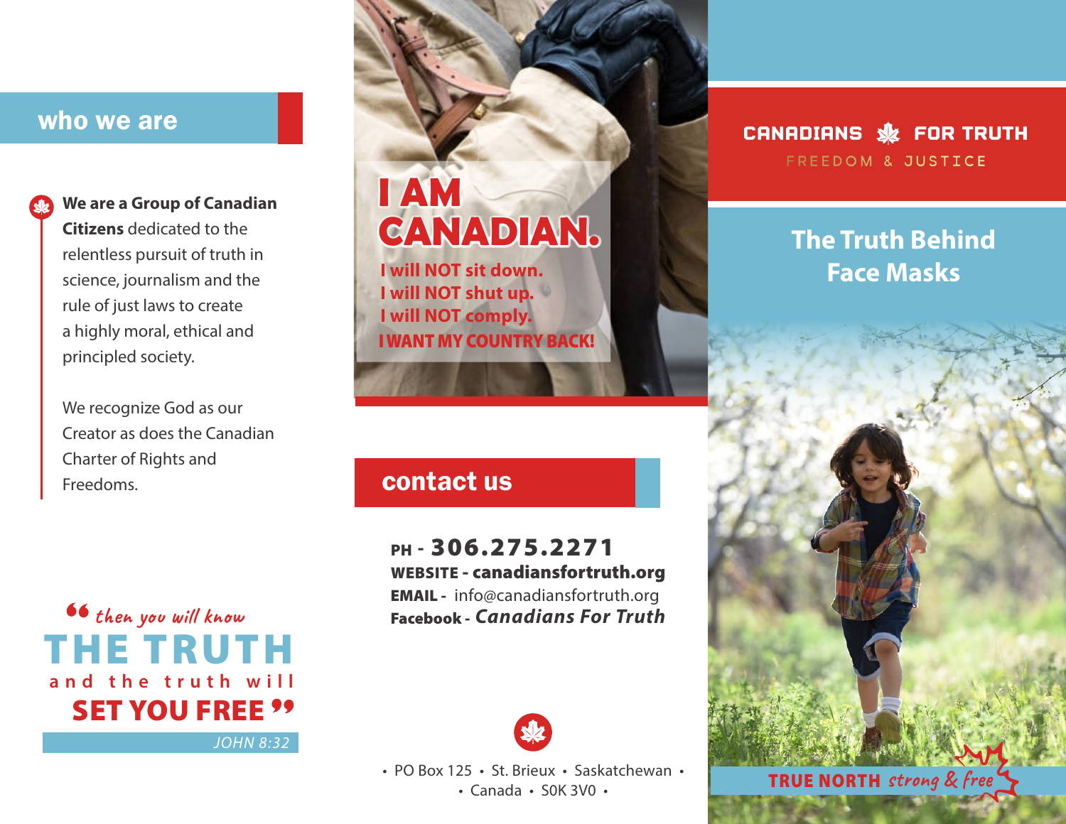## who we are

**We are a Group of Canadian Citizens** dedicated to the relentless pursuit of truth in science, journalism and the rule of just laws to create a highly moral, ethical and principled society.

We recognize God as our Creator as does the Canadian Charter of Rights and Freedoms.

> "then you will know **THE TRUTH** and the truth will **SET YOU FREE**"
>
> *JOHN 8:32*

# I AM CANADIAN.

**I will NOT sit down.**
**I will NOT shut up.**
**I will NOT comply.**
**I WANT MY COUNTRY BACK!**

## contact us

**PH - 306.275.2271**
**WEBSITE - canadiansfortruth.org**
**EMAIL -** info@canadiansfortruth.org
**Facebook -** ***Canadians For Truth***

• PO Box 125 • St. Brieux • Saskatchewan • Canada • S0K 3V0 •

**CANADIANS FOR TRUTH**
FREEDOM & JUSTICE

# The Truth Behind Face Masks

**TRUE NORTH** *strong & free*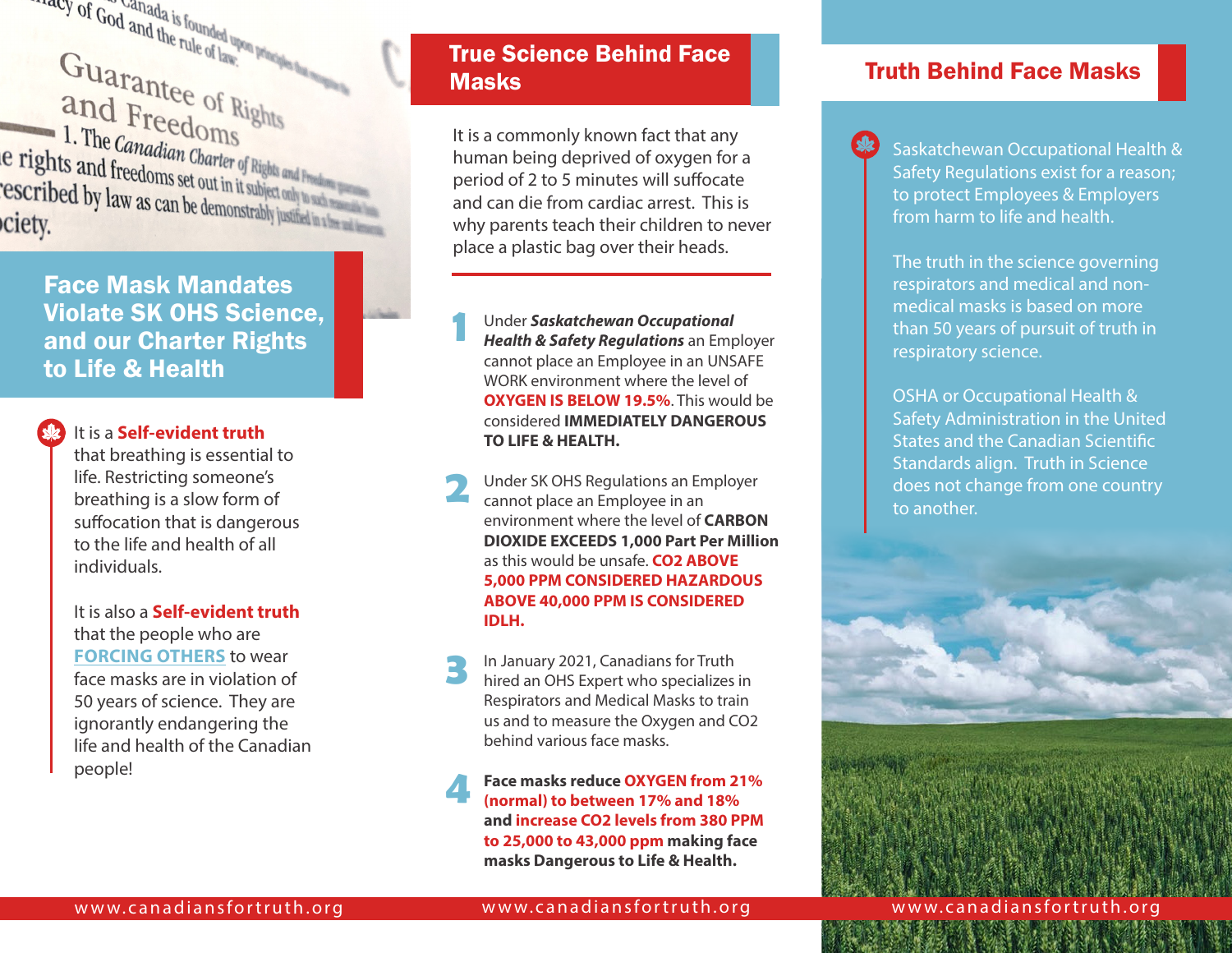## Face Mask Mandates Violate SK OHS Science, and our Charter Rights to Life & Health

It is a **Self-evident truth** that breathing is essential to life. Restricting someone's breathing is a slow form of suffocation that is dangerous to the life and health of all individuals.

It is also a **Self-evident truth** that the people who are **FORCING OTHERS** to wear face masks are in violation of 50 years of science. They are ignorantly endangering the life and health of the Canadian people!

## True Science Behind Face Masks

It is a commonly known fact that any human being deprived of oxygen for a period of 2 to 5 minutes will suffocate and can die from cardiac arrest. This is why parents teach their children to never place a plastic bag over their heads.

1. Under ***Saskatchewan Occupational Health & Safety Regulations*** an Employer cannot place an Employee in an UNSAFE WORK environment where the level of **OXYGEN IS BELOW 19.5%**. This would be considered **IMMEDIATELY DANGEROUS TO LIFE & HEALTH.**

2. Under SK OHS Regulations an Employer cannot place an Employee in an environment where the level of **CARBON DIOXIDE EXCEEDS 1,000 Part Per Million** as this would be unsafe. **CO2 ABOVE 5,000 PPM CONSIDERED HAZARDOUS ABOVE 40,000 PPM IS CONSIDERED IDLH.**

3. In January 2021, Canadians for Truth hired an OHS Expert who specializes in Respirators and Medical Masks to train us and to measure the Oxygen and CO2 behind various face masks.

4. **Face masks reduce OXYGEN from 21% (normal) to between 17% and 18% and increase CO2 levels from 380 PPM to 25,000 to 43,000 ppm making face masks Dangerous to Life & Health.**

## Truth Behind Face Masks

Saskatchewan Occupational Health & Safety Regulations exist for a reason; to protect Employees & Employers from harm to life and health.

The truth in the science governing respirators and medical and non-medical masks is based on more than 50 years of pursuit of truth in respiratory science.

OSHA or Occupational Health & Safety Administration in the United States and the Canadian Scientific Standards align. Truth in Science does not change from one country to another.

www.canadiansfortruth.org